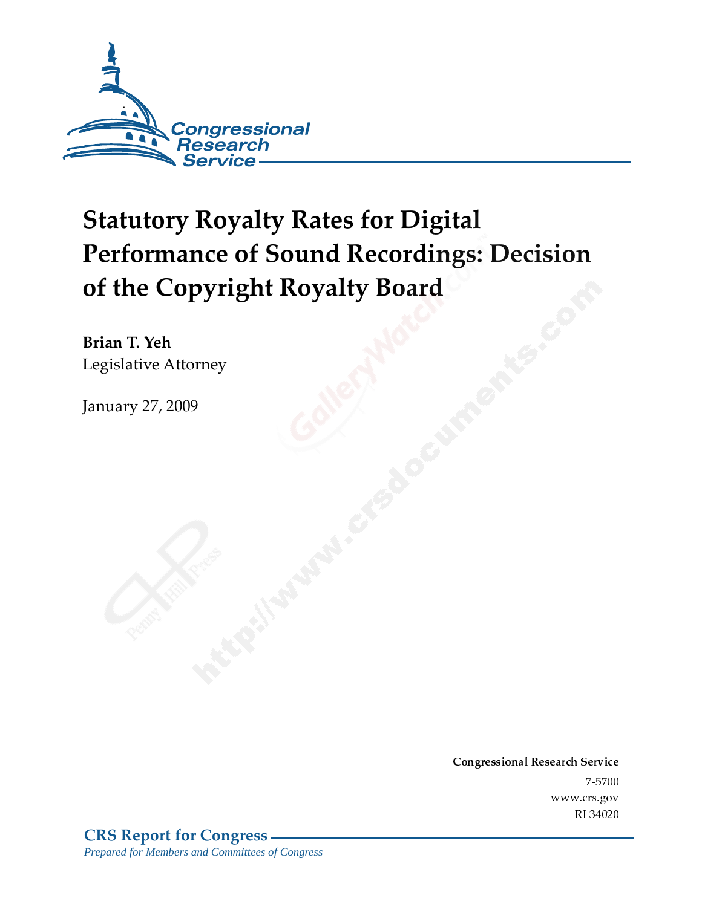# Statutory Royalty Rates for Digital Performance of Sound Recordings: Decision of the Copyright Royalty Board

**Brian T. Yeh**
Legislative Attorney

January 27, 2009

**Congressional Research Service**
7-5700
www.crs.gov
RL34020

**CRS Report for Congress**
*Prepared for Members and Committees of Congress*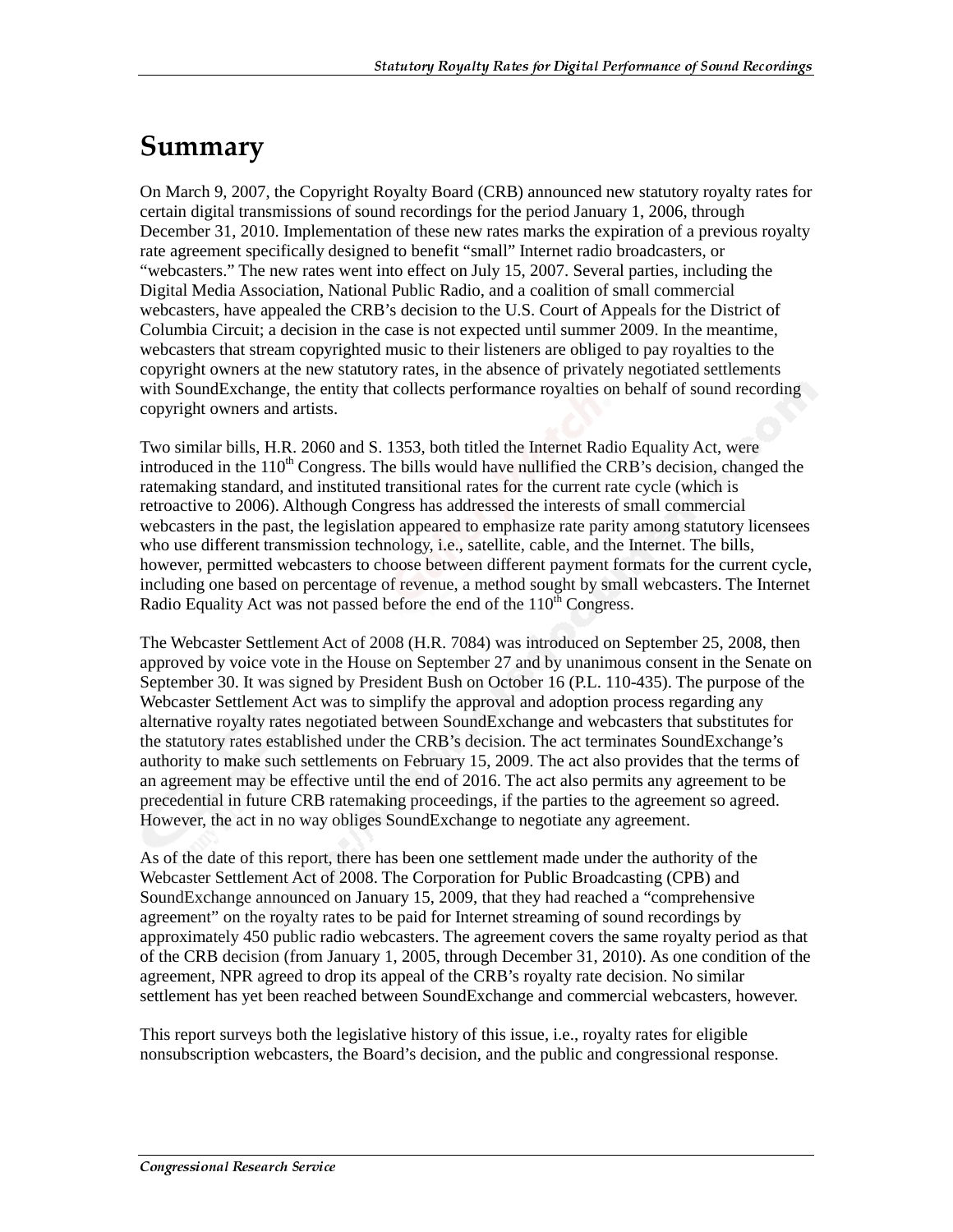# Summary

On March 9, 2007, the Copyright Royalty Board (CRB) announced new statutory royalty rates for certain digital transmissions of sound recordings for the period January 1, 2006, through December 31, 2010. Implementation of these new rates marks the expiration of a previous royalty rate agreement specifically designed to benefit "small" Internet radio broadcasters, or "webcasters." The new rates went into effect on July 15, 2007. Several parties, including the Digital Media Association, National Public Radio, and a coalition of small commercial webcasters, have appealed the CRB's decision to the U.S. Court of Appeals for the District of Columbia Circuit; a decision in the case is not expected until summer 2009. In the meantime, webcasters that stream copyrighted music to their listeners are obliged to pay royalties to the copyright owners at the new statutory rates, in the absence of privately negotiated settlements with SoundExchange, the entity that collects performance royalties on behalf of sound recording copyright owners and artists.

Two similar bills, H.R. 2060 and S. 1353, both titled the Internet Radio Equality Act, were introduced in the 110th Congress. The bills would have nullified the CRB's decision, changed the ratemaking standard, and instituted transitional rates for the current rate cycle (which is retroactive to 2006). Although Congress has addressed the interests of small commercial webcasters in the past, the legislation appeared to emphasize rate parity among statutory licensees who use different transmission technology, i.e., satellite, cable, and the Internet. The bills, however, permitted webcasters to choose between different payment formats for the current cycle, including one based on percentage of revenue, a method sought by small webcasters. The Internet Radio Equality Act was not passed before the end of the 110th Congress.

The Webcaster Settlement Act of 2008 (H.R. 7084) was introduced on September 25, 2008, then approved by voice vote in the House on September 27 and by unanimous consent in the Senate on September 30. It was signed by President Bush on October 16 (P.L. 110-435). The purpose of the Webcaster Settlement Act was to simplify the approval and adoption process regarding any alternative royalty rates negotiated between SoundExchange and webcasters that substitutes for the statutory rates established under the CRB's decision. The act terminates SoundExchange's authority to make such settlements on February 15, 2009. The act also provides that the terms of an agreement may be effective until the end of 2016. The act also permits any agreement to be precedential in future CRB ratemaking proceedings, if the parties to the agreement so agreed. However, the act in no way obliges SoundExchange to negotiate any agreement.

As of the date of this report, there has been one settlement made under the authority of the Webcaster Settlement Act of 2008. The Corporation for Public Broadcasting (CPB) and SoundExchange announced on January 15, 2009, that they had reached a "comprehensive agreement" on the royalty rates to be paid for Internet streaming of sound recordings by approximately 450 public radio webcasters. The agreement covers the same royalty period as that of the CRB decision (from January 1, 2005, through December 31, 2010). As one condition of the agreement, NPR agreed to drop its appeal of the CRB's royalty rate decision. No similar settlement has yet been reached between SoundExchange and commercial webcasters, however.

This report surveys both the legislative history of this issue, i.e., royalty rates for eligible nonsubscription webcasters, the Board's decision, and the public and congressional response.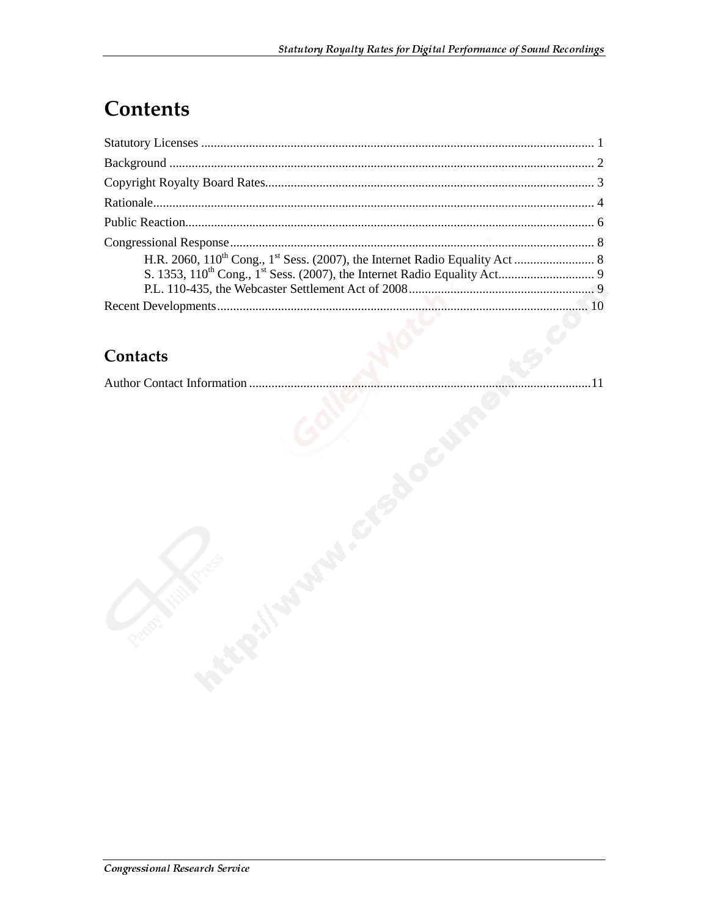# Contents

Statutory Licenses .......................................................................................................................... 1

Background .................................................................................................................................... 2

Copyright Royalty Board Rates...................................................................................................... 3

Rationale......................................................................................................................................... 4

Public Reaction................................................................................................................................ 6

Congressional Response ................................................................................................................. 8

H.R. 2060, 110th Cong., 1st Sess. (2007), the Internet Radio Equality Act ......................... 8

S. 1353, 110th Cong., 1st Sess. (2007), the Internet Radio Equality Act.............................. 9

P.L. 110-435, the Webcaster Settlement Act of 2008.......................................................... 9

Recent Developments.................................................................................................................... 10

## Contacts

Author Contact Information .......................................................................................................... 11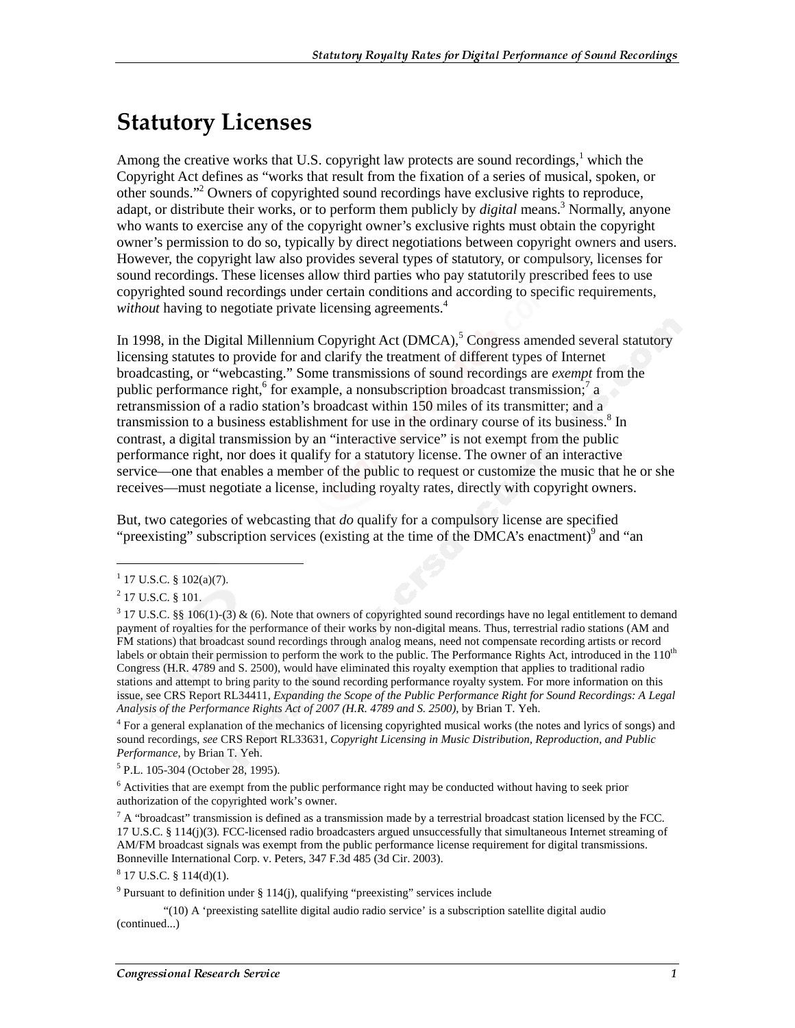# Statutory Licenses

Among the creative works that U.S. copyright law protects are sound recordings,[1] which the Copyright Act defines as "works that result from the fixation of a series of musical, spoken, or other sounds."[2] Owners of copyrighted sound recordings have exclusive rights to reproduce, adapt, or distribute their works, or to perform them publicly by *digital* means.[3] Normally, anyone who wants to exercise any of the copyright owner's exclusive rights must obtain the copyright owner's permission to do so, typically by direct negotiations between copyright owners and users. However, the copyright law also provides several types of statutory, or compulsory, licenses for sound recordings. These licenses allow third parties who pay statutorily prescribed fees to use copyrighted sound recordings under certain conditions and according to specific requirements, *without* having to negotiate private licensing agreements.[4]

In 1998, in the Digital Millennium Copyright Act (DMCA),[5] Congress amended several statutory licensing statutes to provide for and clarify the treatment of different types of Internet broadcasting, or "webcasting." Some transmissions of sound recordings are *exempt* from the public performance right,[6] for example, a nonsubscription broadcast transmission;[7] a retransmission of a radio station's broadcast within 150 miles of its transmitter; and a transmission to a business establishment for use in the ordinary course of its business.[8] In contrast, a digital transmission by an "interactive service" is not exempt from the public performance right, nor does it qualify for a statutory license. The owner of an interactive service—one that enables a member of the public to request or customize the music that he or she receives—must negotiate a license, including royalty rates, directly with copyright owners.

But, two categories of webcasting that *do* qualify for a compulsory license are specified "preexisting" subscription services (existing at the time of the DMCA's enactment)[9] and "an

---

[1] 17 U.S.C. § 102(a)(7).

[2] 17 U.S.C. § 101.

[3] 17 U.S.C. §§ 106(1)-(3) & (6). Note that owners of copyrighted sound recordings have no legal entitlement to demand payment of royalties for the performance of their works by non-digital means. Thus, terrestrial radio stations (AM and FM stations) that broadcast sound recordings through analog means, need not compensate recording artists or record labels or obtain their permission to perform the work to the public. The Performance Rights Act, introduced in the 110th Congress (H.R. 4789 and S. 2500), would have eliminated this royalty exemption that applies to traditional radio stations and attempt to bring parity to the sound recording performance royalty system. For more information on this issue, see CRS Report RL34411, *Expanding the Scope of the Public Performance Right for Sound Recordings: A Legal Analysis of the Performance Rights Act of 2007 (H.R. 4789 and S. 2500)*, by Brian T. Yeh.

[4] For a general explanation of the mechanics of licensing copyrighted musical works (the notes and lyrics of songs) and sound recordings, *see* CRS Report RL33631, *Copyright Licensing in Music Distribution, Reproduction, and Public Performance*, by Brian T. Yeh.

[5] P.L. 105-304 (October 28, 1995).

[6] Activities that are exempt from the public performance right may be conducted without having to seek prior authorization of the copyrighted work's owner.

[7] A "broadcast" transmission is defined as a transmission made by a terrestrial broadcast station licensed by the FCC. 17 U.S.C. § 114(j)(3). FCC-licensed radio broadcasters argued unsuccessfully that simultaneous Internet streaming of AM/FM broadcast signals was exempt from the public performance license requirement for digital transmissions. Bonneville International Corp. v. Peters, 347 F.3d 485 (3d Cir. 2003).

[8] 17 U.S.C. § 114(d)(1).

[9] Pursuant to definition under § 114(j), qualifying "preexisting" services include

"(10) A 'preexisting satellite digital audio radio service' is a subscription satellite digital audio (continued...)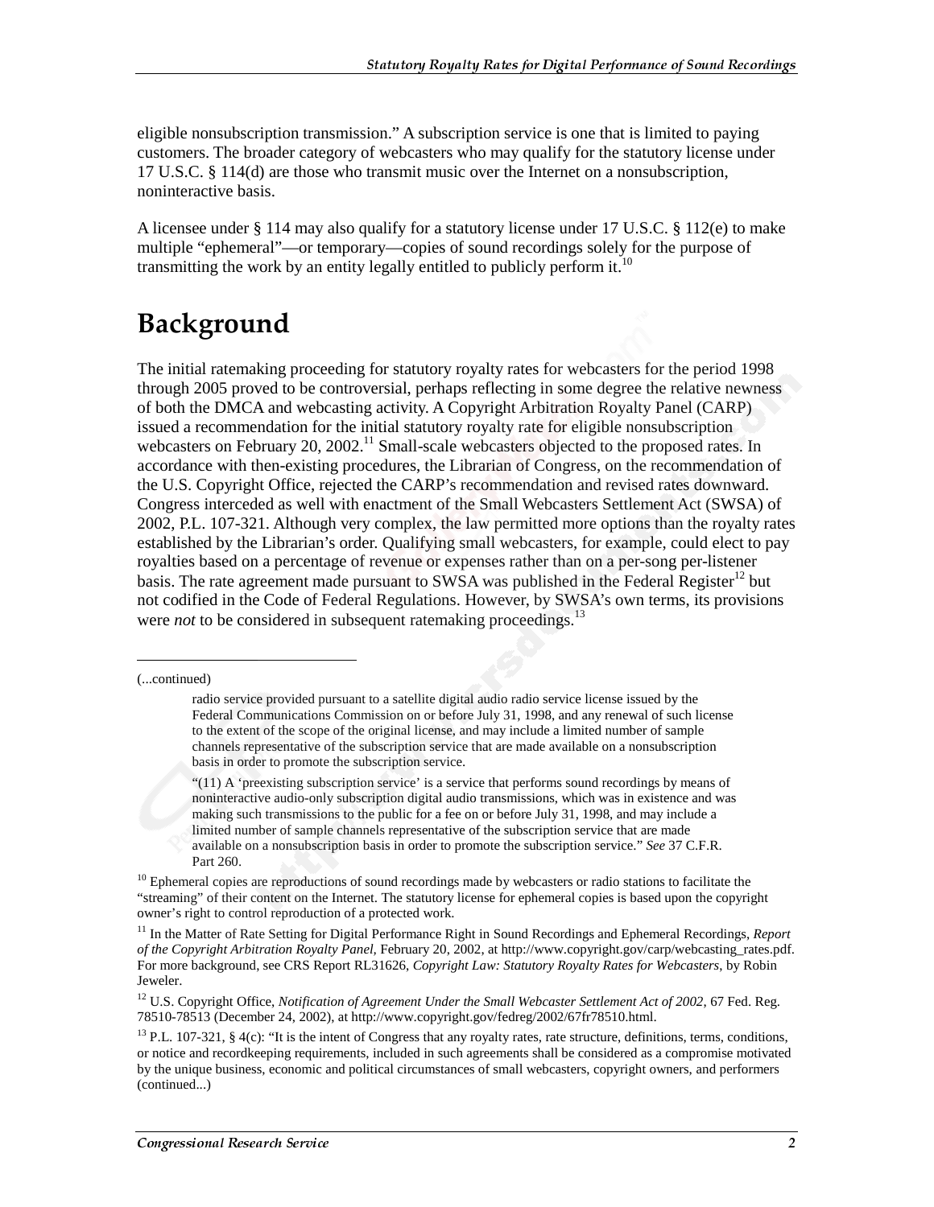eligible nonsubscription transmission." A subscription service is one that is limited to paying customers. The broader category of webcasters who may qualify for the statutory license under 17 U.S.C. § 114(d) are those who transmit music over the Internet on a nonsubscription, noninteractive basis.

A licensee under § 114 may also qualify for a statutory license under 17 U.S.C. § 112(e) to make multiple "ephemeral"—or temporary—copies of sound recordings solely for the purpose of transmitting the work by an entity legally entitled to publicly perform it.[10]

## Background

The initial ratemaking proceeding for statutory royalty rates for webcasters for the period 1998 through 2005 proved to be controversial, perhaps reflecting in some degree the relative newness of both the DMCA and webcasting activity. A Copyright Arbitration Royalty Panel (CARP) issued a recommendation for the initial statutory royalty rate for eligible nonsubscription webcasters on February 20, 2002.[11] Small-scale webcasters objected to the proposed rates. In accordance with then-existing procedures, the Librarian of Congress, on the recommendation of the U.S. Copyright Office, rejected the CARP's recommendation and revised rates downward. Congress interceded as well with enactment of the Small Webcasters Settlement Act (SWSA) of 2002, P.L. 107-321. Although very complex, the law permitted more options than the royalty rates established by the Librarian's order. Qualifying small webcasters, for example, could elect to pay royalties based on a percentage of revenue or expenses rather than on a per-song per-listener basis. The rate agreement made pursuant to SWSA was published in the Federal Register[12] but not codified in the Code of Federal Regulations. However, by SWSA's own terms, its provisions were *not* to be considered in subsequent ratemaking proceedings.[13]

---

(...continued)

> radio service provided pursuant to a satellite digital audio radio service license issued by the Federal Communications Commission on or before July 31, 1998, and any renewal of such license to the extent of the scope of the original license, and may include a limited number of sample channels representative of the subscription service that are made available on a nonsubscription basis in order to promote the subscription service.
>
> "(11) A 'preexisting subscription service' is a service that performs sound recordings by means of noninteractive audio-only subscription digital audio transmissions, which was in existence and was making such transmissions to the public for a fee on or before July 31, 1998, and may include a limited number of sample channels representative of the subscription service that are made available on a nonsubscription basis in order to promote the subscription service." *See* 37 C.F.R. Part 260.

[10] Ephemeral copies are reproductions of sound recordings made by webcasters or radio stations to facilitate the "streaming" of their content on the Internet. The statutory license for ephemeral copies is based upon the copyright owner's right to control reproduction of a protected work.

[11] In the Matter of Rate Setting for Digital Performance Right in Sound Recordings and Ephemeral Recordings, *Report of the Copyright Arbitration Royalty Panel,* February 20, 2002, at http://www.copyright.gov/carp/webcasting_rates.pdf. For more background, see CRS Report RL31626, *Copyright Law: Statutory Royalty Rates for Webcasters*, by Robin Jeweler.

[12] U.S. Copyright Office, *Notification of Agreement Under the Small Webcaster Settlement Act of 2002*, 67 Fed. Reg. 78510-78513 (December 24, 2002), at http://www.copyright.gov/fedreg/2002/67fr78510.html.

[13] P.L. 107-321, § 4(c): "It is the intent of Congress that any royalty rates, rate structure, definitions, terms, conditions, or notice and recordkeeping requirements, included in such agreements shall be considered as a compromise motivated by the unique business, economic and political circumstances of small webcasters, copyright owners, and performers (continued...)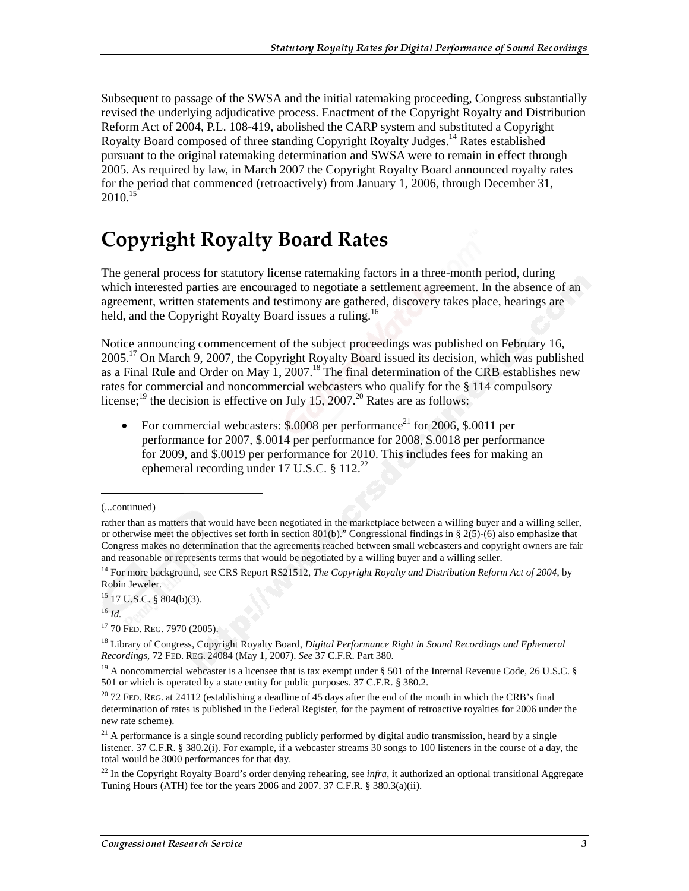Subsequent to passage of the SWSA and the initial ratemaking proceeding, Congress substantially revised the underlying adjudicative process. Enactment of the Copyright Royalty and Distribution Reform Act of 2004, P.L. 108-419, abolished the CARP system and substituted a Copyright Royalty Board composed of three standing Copyright Royalty Judges.[14] Rates established pursuant to the original ratemaking determination and SWSA were to remain in effect through 2005. As required by law, in March 2007 the Copyright Royalty Board announced royalty rates for the period that commenced (retroactively) from January 1, 2006, through December 31, 2010.[15]

# Copyright Royalty Board Rates

The general process for statutory license ratemaking factors in a three-month period, during which interested parties are encouraged to negotiate a settlement agreement. In the absence of an agreement, written statements and testimony are gathered, discovery takes place, hearings are held, and the Copyright Royalty Board issues a ruling.[16]

Notice announcing commencement of the subject proceedings was published on February 16, 2005.[17] On March 9, 2007, the Copyright Royalty Board issued its decision, which was published as a Final Rule and Order on May 1, 2007.[18] The final determination of the CRB establishes new rates for commercial and noncommercial webcasters who qualify for the § 114 compulsory license;[19] the decision is effective on July 15, 2007.[20] Rates are as follows:

- For commercial webcasters: $.0008 per performance[21] for 2006, $.0011 per performance for 2007, $.0014 per performance for 2008, $.0018 per performance for 2009, and $.0019 per performance for 2010. This includes fees for making an ephemeral recording under 17 U.S.C. § 112.[22]

---

(...continued)

rather than as matters that would have been negotiated in the marketplace between a willing buyer and a willing seller, or otherwise meet the objectives set forth in section 801(b)." Congressional findings in § 2(5)-(6) also emphasize that Congress makes no determination that the agreements reached between small webcasters and copyright owners are fair and reasonable or represents terms that would be negotiated by a willing buyer and a willing seller.

[14] For more background, see CRS Report RS21512, *The Copyright Royalty and Distribution Reform Act of 2004*, by Robin Jeweler.

[15] 17 U.S.C. § 804(b)(3).

[16] *Id.*

[17] 70 FED. REG. 7970 (2005).

[18] Library of Congress, Copyright Royalty Board, *Digital Performance Right in Sound Recordings and Ephemeral Recordings*, 72 FED. REG. 24084 (May 1, 2007). *See* 37 C.F.R. Part 380.

[19] A noncommercial webcaster is a licensee that is tax exempt under § 501 of the Internal Revenue Code, 26 U.S.C. § 501 or which is operated by a state entity for public purposes. 37 C.F.R. § 380.2.

[20] 72 FED. REG. at 24112 (establishing a deadline of 45 days after the end of the month in which the CRB's final determination of rates is published in the Federal Register, for the payment of retroactive royalties for 2006 under the new rate scheme).

[21] A performance is a single sound recording publicly performed by digital audio transmission, heard by a single listener. 37 C.F.R. § 380.2(i). For example, if a webcaster streams 30 songs to 100 listeners in the course of a day, the total would be 3000 performances for that day.

[22] In the Copyright Royalty Board's order denying rehearing, see *infra*, it authorized an optional transitional Aggregate Tuning Hours (ATH) fee for the years 2006 and 2007. 37 C.F.R. § 380.3(a)(ii).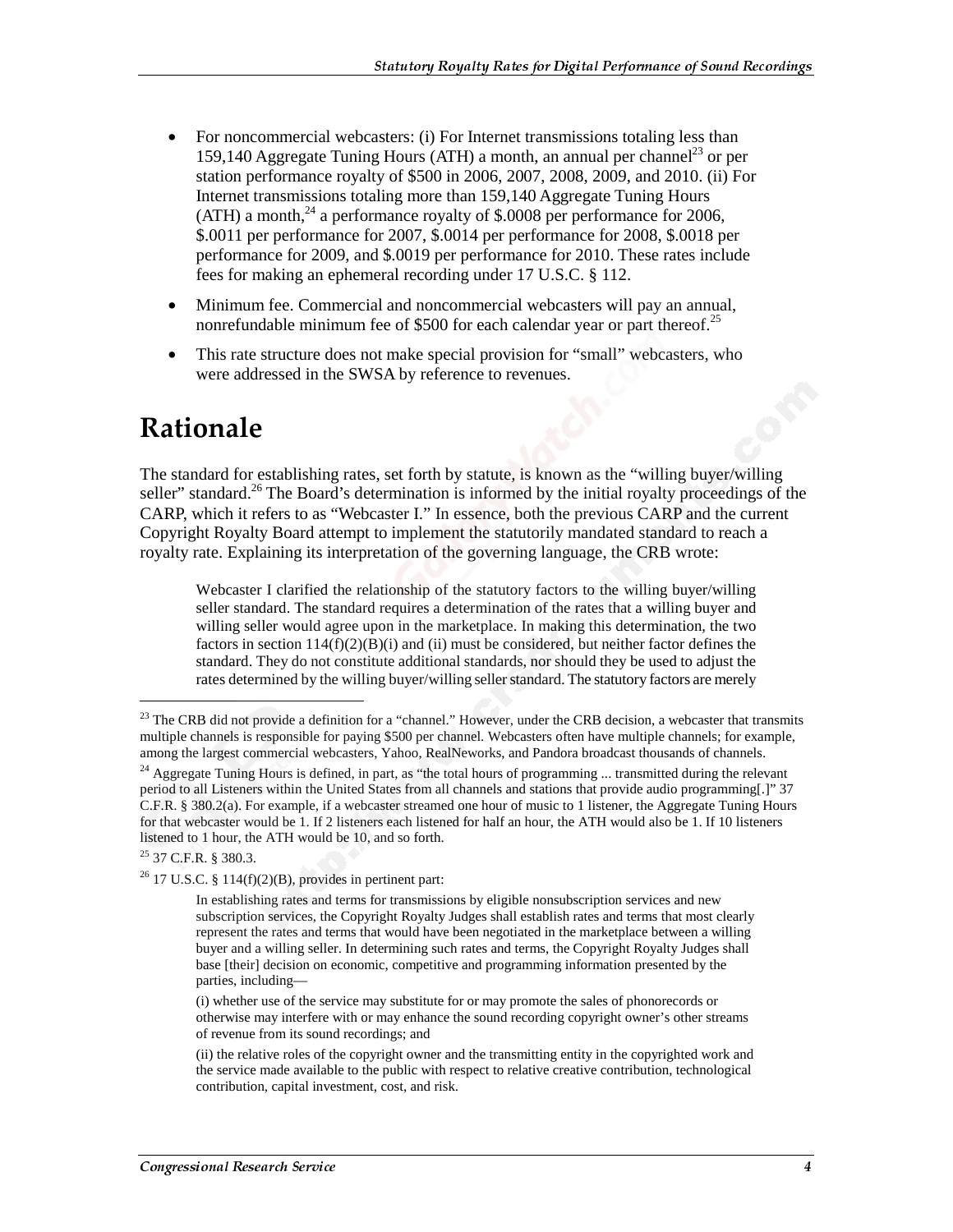- For noncommercial webcasters: (i) For Internet transmissions totaling less than 159,140 Aggregate Tuning Hours (ATH) a month, an annual per channel[23] or per station performance royalty of $500 in 2006, 2007, 2008, 2009, and 2010. (ii) For Internet transmissions totaling more than 159,140 Aggregate Tuning Hours (ATH) a month,[24] a performance royalty of $.0008 per performance for 2006, $.0011 per performance for 2007, $.0014 per performance for 2008, $.0018 per performance for 2009, and $.0019 per performance for 2010. These rates include fees for making an ephemeral recording under 17 U.S.C. § 112.
- Minimum fee. Commercial and noncommercial webcasters will pay an annual, nonrefundable minimum fee of $500 for each calendar year or part thereof.[25]
- This rate structure does not make special provision for "small" webcasters, who were addressed in the SWSA by reference to revenues.

## Rationale

The standard for establishing rates, set forth by statute, is known as the "willing buyer/willing seller" standard.[26] The Board's determination is informed by the initial royalty proceedings of the CARP, which it refers to as "Webcaster I." In essence, both the previous CARP and the current Copyright Royalty Board attempt to implement the statutorily mandated standard to reach a royalty rate. Explaining its interpretation of the governing language, the CRB wrote:

> Webcaster I clarified the relationship of the statutory factors to the willing buyer/willing seller standard. The standard requires a determination of the rates that a willing buyer and willing seller would agree upon in the marketplace. In making this determination, the two factors in section 114(f)(2)(B)(i) and (ii) must be considered, but neither factor defines the standard. They do not constitute additional standards, nor should they be used to adjust the rates determined by the willing buyer/willing seller standard. The statutory factors are merely

---

[23] The CRB did not provide a definition for a "channel." However, under the CRB decision, a webcaster that transmits multiple channels is responsible for paying $500 per channel. Webcasters often have multiple channels; for example, among the largest commercial webcasters, Yahoo, RealNeworks, and Pandora broadcast thousands of channels.

[24] Aggregate Tuning Hours is defined, in part, as "the total hours of programming ... transmitted during the relevant period to all Listeners within the United States from all channels and stations that provide audio programming[.]" 37 C.F.R. § 380.2(a). For example, if a webcaster streamed one hour of music to 1 listener, the Aggregate Tuning Hours for that webcaster would be 1. If 2 listeners each listened for half an hour, the ATH would also be 1. If 10 listeners listened to 1 hour, the ATH would be 10, and so forth.

[25] 37 C.F.R. § 380.3.

[26] 17 U.S.C. § 114(f)(2)(B), provides in pertinent part:

> In establishing rates and terms for transmissions by eligible nonsubscription services and new subscription services, the Copyright Royalty Judges shall establish rates and terms that most clearly represent the rates and terms that would have been negotiated in the marketplace between a willing buyer and a willing seller. In determining such rates and terms, the Copyright Royalty Judges shall base [their] decision on economic, competitive and programming information presented by the parties, including—
>
> (i) whether use of the service may substitute for or may promote the sales of phonorecords or otherwise may interfere with or may enhance the sound recording copyright owner's other streams of revenue from its sound recordings; and
>
> (ii) the relative roles of the copyright owner and the transmitting entity in the copyrighted work and the service made available to the public with respect to relative creative contribution, technological contribution, capital investment, cost, and risk.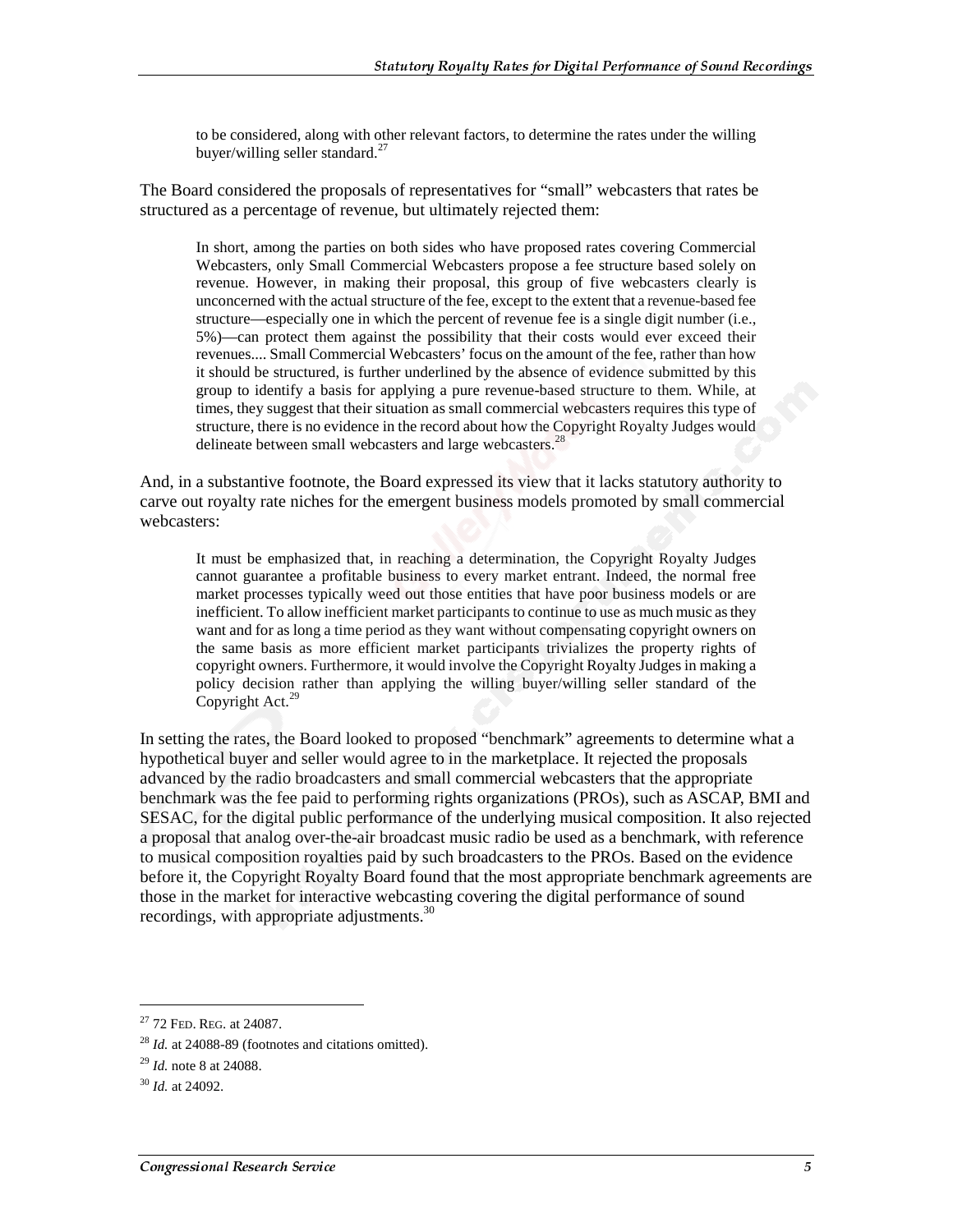to be considered, along with other relevant factors, to determine the rates under the willing buyer/willing seller standard.[27]

The Board considered the proposals of representatives for "small" webcasters that rates be structured as a percentage of revenue, but ultimately rejected them:

> In short, among the parties on both sides who have proposed rates covering Commercial Webcasters, only Small Commercial Webcasters propose a fee structure based solely on revenue. However, in making their proposal, this group of five webcasters clearly is unconcerned with the actual structure of the fee, except to the extent that a revenue-based fee structure—especially one in which the percent of revenue fee is a single digit number (i.e., 5%)—can protect them against the possibility that their costs would ever exceed their revenues.... Small Commercial Webcasters' focus on the amount of the fee, rather than how it should be structured, is further underlined by the absence of evidence submitted by this group to identify a basis for applying a pure revenue-based structure to them. While, at times, they suggest that their situation as small commercial webcasters requires this type of structure, there is no evidence in the record about how the Copyright Royalty Judges would delineate between small webcasters and large webcasters.[28]

And, in a substantive footnote, the Board expressed its view that it lacks statutory authority to carve out royalty rate niches for the emergent business models promoted by small commercial webcasters:

> It must be emphasized that, in reaching a determination, the Copyright Royalty Judges cannot guarantee a profitable business to every market entrant. Indeed, the normal free market processes typically weed out those entities that have poor business models or are inefficient. To allow inefficient market participants to continue to use as much music as they want and for as long a time period as they want without compensating copyright owners on the same basis as more efficient market participants trivializes the property rights of copyright owners. Furthermore, it would involve the Copyright Royalty Judges in making a policy decision rather than applying the willing buyer/willing seller standard of the Copyright Act.[29]

In setting the rates, the Board looked to proposed "benchmark" agreements to determine what a hypothetical buyer and seller would agree to in the marketplace. It rejected the proposals advanced by the radio broadcasters and small commercial webcasters that the appropriate benchmark was the fee paid to performing rights organizations (PROs), such as ASCAP, BMI and SESAC, for the digital public performance of the underlying musical composition. It also rejected a proposal that analog over-the-air broadcast music radio be used as a benchmark, with reference to musical composition royalties paid by such broadcasters to the PROs. Based on the evidence before it, the Copyright Royalty Board found that the most appropriate benchmark agreements are those in the market for interactive webcasting covering the digital performance of sound recordings, with appropriate adjustments.[30]

---

[27] 72 FED. REG. at 24087.

[28] *Id.* at 24088-89 (footnotes and citations omitted).

[29] *Id.* note 8 at 24088.

[30] *Id.* at 24092.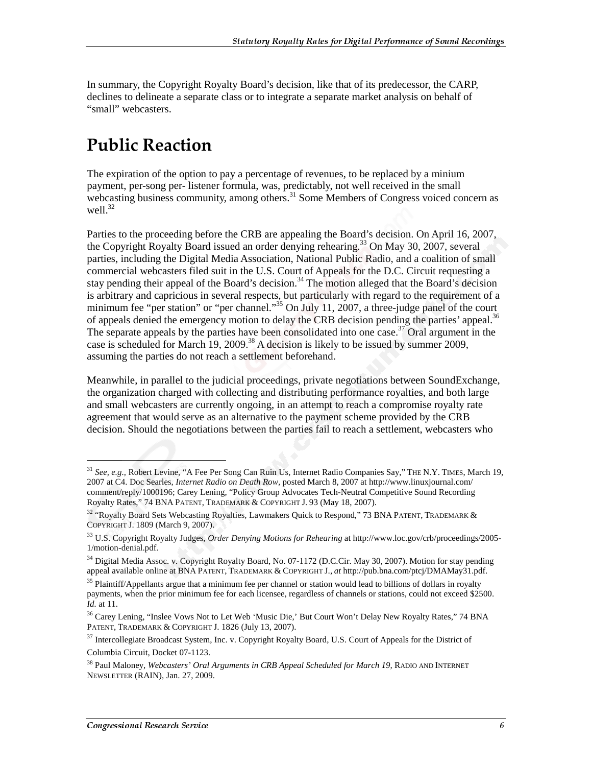In summary, the Copyright Royalty Board's decision, like that of its predecessor, the CARP, declines to delineate a separate class or to integrate a separate market analysis on behalf of "small" webcasters.

## Public Reaction

The expiration of the option to pay a percentage of revenues, to be replaced by a minium payment, per-song per- listener formula, was, predictably, not well received in the small webcasting business community, among others.[31] Some Members of Congress voiced concern as well.[32]

Parties to the proceeding before the CRB are appealing the Board's decision. On April 16, 2007, the Copyright Royalty Board issued an order denying rehearing.[33] On May 30, 2007, several parties, including the Digital Media Association, National Public Radio, and a coalition of small commercial webcasters filed suit in the U.S. Court of Appeals for the D.C. Circuit requesting a stay pending their appeal of the Board's decision.[34] The motion alleged that the Board's decision is arbitrary and capricious in several respects, but particularly with regard to the requirement of a minimum fee "per station" or "per channel."[35] On July 11, 2007, a three-judge panel of the court of appeals denied the emergency motion to delay the CRB decision pending the parties' appeal.[36] The separate appeals by the parties have been consolidated into one case.[37] Oral argument in the case is scheduled for March 19, 2009.[38] A decision is likely to be issued by summer 2009, assuming the parties do not reach a settlement beforehand.

Meanwhile, in parallel to the judicial proceedings, private negotiations between SoundExchange, the organization charged with collecting and distributing performance royalties, and both large and small webcasters are currently ongoing, in an attempt to reach a compromise royalty rate agreement that would serve as an alternative to the payment scheme provided by the CRB decision. Should the negotiations between the parties fail to reach a settlement, webcasters who

---

[31] *See, e.g.,* Robert Levine, "A Fee Per Song Can Ruin Us, Internet Radio Companies Say," THE N.Y. TIMES, March 19, 2007 at C4. Doc Searles, *Internet Radio on Death Row*, posted March 8, 2007 at http://www.linuxjournal.com/comment/reply/1000196; Carey Lening, "Policy Group Advocates Tech-Neutral Competitive Sound Recording Royalty Rates," 74 BNA PATENT, TRADEMARK & COPYRIGHT J. 93 (May 18, 2007).

[32] "Royalty Board Sets Webcasting Royalties, Lawmakers Quick to Respond," 73 BNA PATENT, TRADEMARK & COPYRIGHT J. 1809 (March 9, 2007).

[33] U.S. Copyright Royalty Judges, *Order Denying Motions for Rehearing* at http://www.loc.gov/crb/proceedings/2005-1/motion-denial.pdf.

[34] Digital Media Assoc. v. Copyright Royalty Board, No. 07-1172 (D.C.Cir. May 30, 2007). Motion for stay pending appeal available online at BNA PATENT, TRADEMARK & COPYRIGHT J., *at* http://pub.bna.com/ptcj/DMAMay31.pdf.

[35] Plaintiff/Appellants argue that a minimum fee per channel or station would lead to billions of dollars in royalty payments, when the prior minimum fee for each licensee, regardless of channels or stations, could not exceed $2500. *Id.* at 11.

[36] Carey Lening, "Inslee Vows Not to Let Web 'Music Die,' But Court Won't Delay New Royalty Rates," 74 BNA PATENT, TRADEMARK & COPYRIGHT J. 1826 (July 13, 2007).

[37] Intercollegiate Broadcast System, Inc. v. Copyright Royalty Board, U.S. Court of Appeals for the District of Columbia Circuit, Docket 07-1123.

[38] Paul Maloney, *Webcasters' Oral Arguments in CRB Appeal Scheduled for March 19,* RADIO AND INTERNET NEWSLETTER (RAIN), Jan. 27, 2009.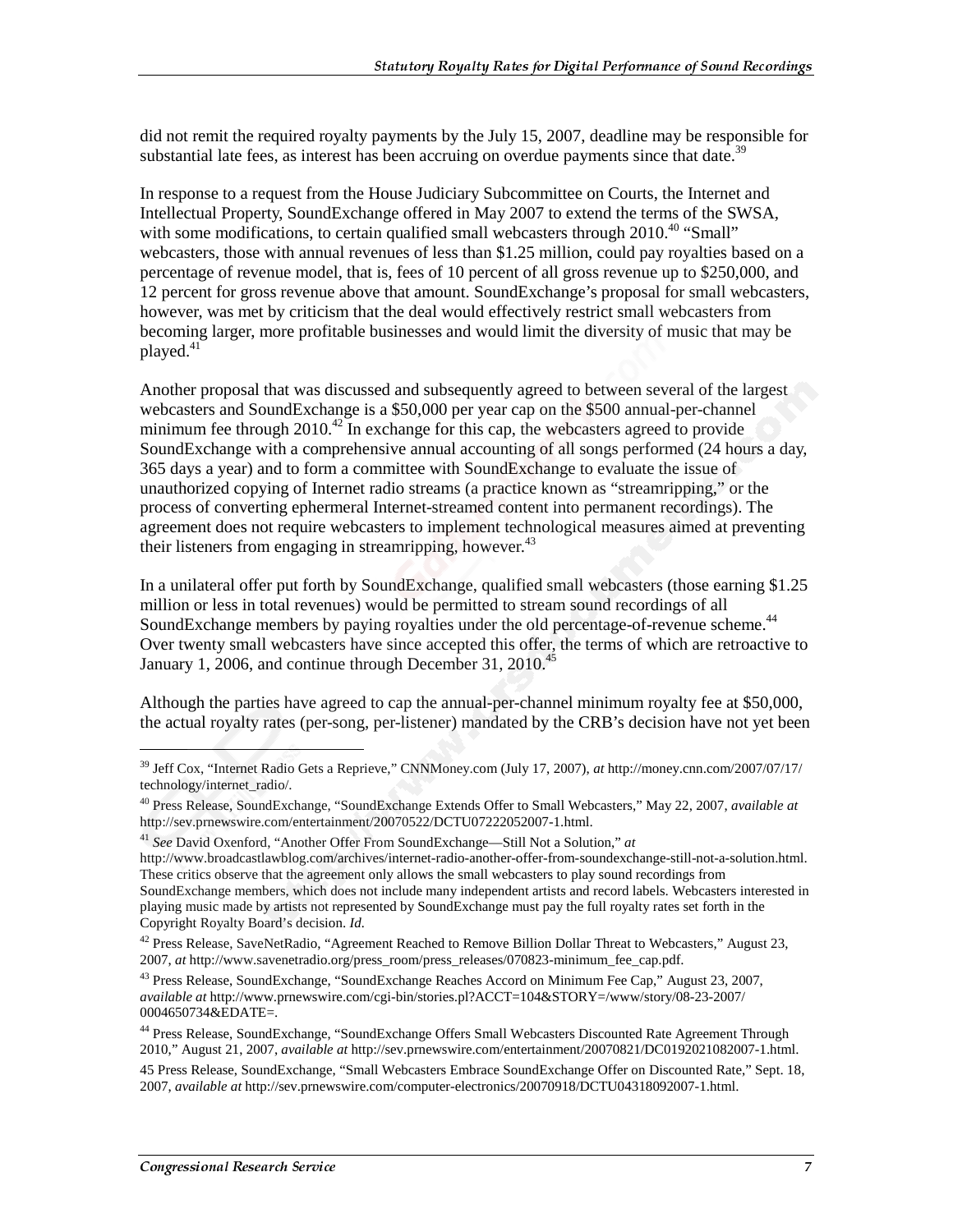did not remit the required royalty payments by the July 15, 2007, deadline may be responsible for substantial late fees, as interest has been accruing on overdue payments since that date.[39]

In response to a request from the House Judiciary Subcommittee on Courts, the Internet and Intellectual Property, SoundExchange offered in May 2007 to extend the terms of the SWSA, with some modifications, to certain qualified small webcasters through 2010.[40] "Small" webcasters, those with annual revenues of less than $1.25 million, could pay royalties based on a percentage of revenue model, that is, fees of 10 percent of all gross revenue up to $250,000, and 12 percent for gross revenue above that amount. SoundExchange's proposal for small webcasters, however, was met by criticism that the deal would effectively restrict small webcasters from becoming larger, more profitable businesses and would limit the diversity of music that may be played.[41]

Another proposal that was discussed and subsequently agreed to between several of the largest webcasters and SoundExchange is a $50,000 per year cap on the $500 annual-per-channel minimum fee through 2010.[42] In exchange for this cap, the webcasters agreed to provide SoundExchange with a comprehensive annual accounting of all songs performed (24 hours a day, 365 days a year) and to form a committee with SoundExchange to evaluate the issue of unauthorized copying of Internet radio streams (a practice known as "streamripping," or the process of converting ephermeral Internet-streamed content into permanent recordings). The agreement does not require webcasters to implement technological measures aimed at preventing their listeners from engaging in streamripping, however.[43]

In a unilateral offer put forth by SoundExchange, qualified small webcasters (those earning $1.25 million or less in total revenues) would be permitted to stream sound recordings of all SoundExchange members by paying royalties under the old percentage-of-revenue scheme.[44] Over twenty small webcasters have since accepted this offer, the terms of which are retroactive to January 1, 2006, and continue through December 31, 2010.[45]

Although the parties have agreed to cap the annual-per-channel minimum royalty fee at $50,000, the actual royalty rates (per-song, per-listener) mandated by the CRB's decision have not yet been

---

[39] Jeff Cox, "Internet Radio Gets a Reprieve," CNNMoney.com (July 17, 2007), *at* http://money.cnn.com/2007/07/17/technology/internet_radio/.

[40] Press Release, SoundExchange, "SoundExchange Extends Offer to Small Webcasters," May 22, 2007, *available at* http://sev.prnewswire.com/entertainment/20070522/DCTU07222052007-1.html.

[41] *See* David Oxenford, "Another Offer From SoundExchange—Still Not a Solution," *at* http://www.broadcastlawblog.com/archives/internet-radio-another-offer-from-soundexchange-still-not-a-solution.html. These critics observe that the agreement only allows the small webcasters to play sound recordings from SoundExchange members, which does not include many independent artists and record labels. Webcasters interested in playing music made by artists not represented by SoundExchange must pay the full royalty rates set forth in the Copyright Royalty Board's decision. *Id.*

[42] Press Release, SaveNetRadio, "Agreement Reached to Remove Billion Dollar Threat to Webcasters," August 23, 2007, *at* http://www.savenetradio.org/press_room/press_releases/070823-minimum_fee_cap.pdf.

[43] Press Release, SoundExchange, "SoundExchange Reaches Accord on Minimum Fee Cap," August 23, 2007, *available at* http://www.prnewswire.com/cgi-bin/stories.pl?ACCT=104&STORY=/www/story/08-23-2007/0004650734&EDATE=.

[44] Press Release, SoundExchange, "SoundExchange Offers Small Webcasters Discounted Rate Agreement Through 2010," August 21, 2007, *available at* http://sev.prnewswire.com/entertainment/20070821/DC0192021082007-1.html.

[45] Press Release, SoundExchange, "Small Webcasters Embrace SoundExchange Offer on Discounted Rate," Sept. 18, 2007, *available at* http://sev.prnewswire.com/computer-electronics/20070918/DCTU04318092007-1.html.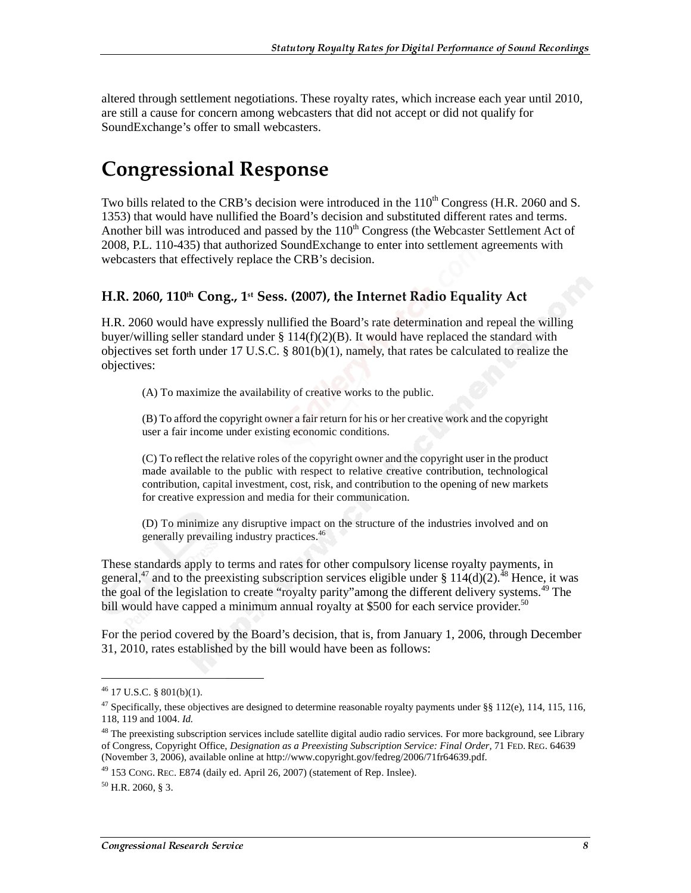altered through settlement negotiations. These royalty rates, which increase each year until 2010, are still a cause for concern among webcasters that did not accept or did not qualify for SoundExchange's offer to small webcasters.

# Congressional Response

Two bills related to the CRB's decision were introduced in the 110th Congress (H.R. 2060 and S. 1353) that would have nullified the Board's decision and substituted different rates and terms. Another bill was introduced and passed by the 110th Congress (the Webcaster Settlement Act of 2008, P.L. 110-435) that authorized SoundExchange to enter into settlement agreements with webcasters that effectively replace the CRB's decision.

## H.R. 2060, 110th Cong., 1st Sess. (2007), the Internet Radio Equality Act

H.R. 2060 would have expressly nullified the Board's rate determination and repeal the willing buyer/willing seller standard under § 114(f)(2)(B). It would have replaced the standard with objectives set forth under 17 U.S.C. § 801(b)(1), namely, that rates be calculated to realize the objectives:

> (A) To maximize the availability of creative works to the public.
>
> (B) To afford the copyright owner a fair return for his or her creative work and the copyright user a fair income under existing economic conditions.
>
> (C) To reflect the relative roles of the copyright owner and the copyright user in the product made available to the public with respect to relative creative contribution, technological contribution, capital investment, cost, risk, and contribution to the opening of new markets for creative expression and media for their communication.
>
> (D) To minimize any disruptive impact on the structure of the industries involved and on generally prevailing industry practices.[46]

These standards apply to terms and rates for other compulsory license royalty payments, in general,[47] and to the preexisting subscription services eligible under § 114(d)(2).[48] Hence, it was the goal of the legislation to create "royalty parity"among the different delivery systems.[49] The bill would have capped a minimum annual royalty at $500 for each service provider.[50]

For the period covered by the Board's decision, that is, from January 1, 2006, through December 31, 2010, rates established by the bill would have been as follows:

---

[46] 17 U.S.C. § 801(b)(1).

[47] Specifically, these objectives are designed to determine reasonable royalty payments under §§ 112(e), 114, 115, 116, 118, 119 and 1004. *Id.*

[48] The preexisting subscription services include satellite digital audio radio services. For more background, see Library of Congress, Copyright Office, *Designation as a Preexisting Subscription Service: Final Order*, 71 FED. REG. 64639 (November 3, 2006), available online at http://www.copyright.gov/fedreg/2006/71fr64639.pdf.

[49] 153 CONG. REC. E874 (daily ed. April 26, 2007) (statement of Rep. Inslee).

[50] H.R. 2060, § 3.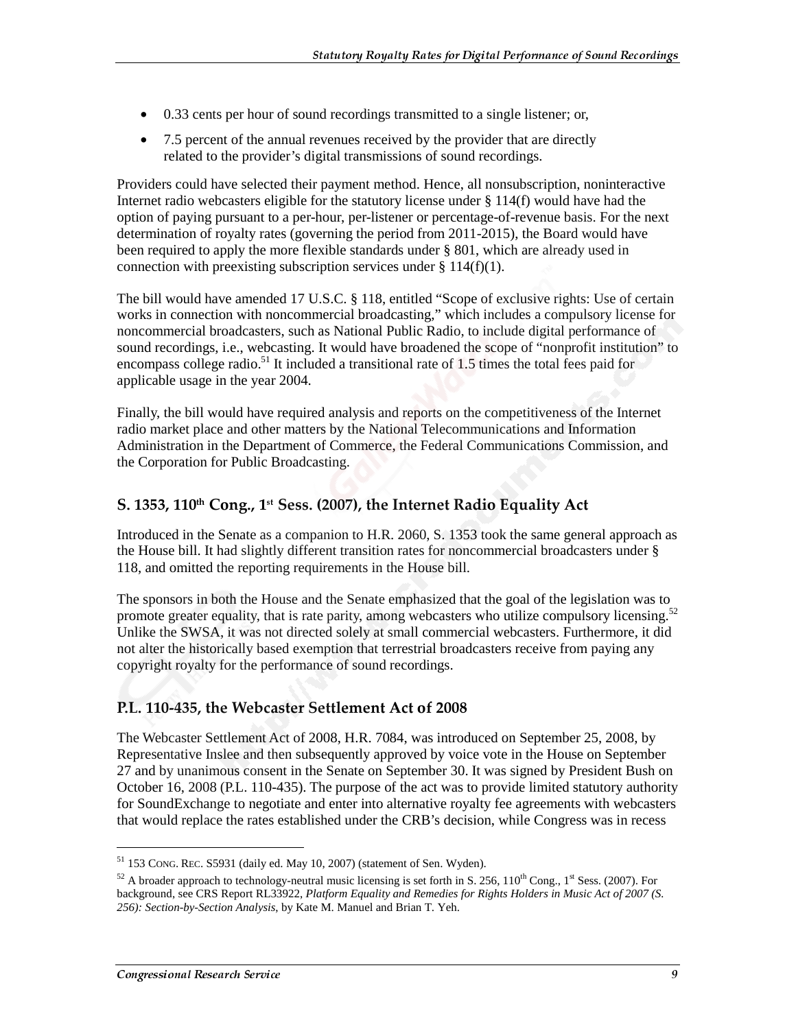- 0.33 cents per hour of sound recordings transmitted to a single listener; or,
- 7.5 percent of the annual revenues received by the provider that are directly related to the provider's digital transmissions of sound recordings.

Providers could have selected their payment method. Hence, all nonsubscription, noninteractive Internet radio webcasters eligible for the statutory license under § 114(f) would have had the option of paying pursuant to a per-hour, per-listener or percentage-of-revenue basis. For the next determination of royalty rates (governing the period from 2011-2015), the Board would have been required to apply the more flexible standards under § 801, which are already used in connection with preexisting subscription services under § 114(f)(1).

The bill would have amended 17 U.S.C. § 118, entitled "Scope of exclusive rights: Use of certain works in connection with noncommercial broadcasting," which includes a compulsory license for noncommercial broadcasters, such as National Public Radio, to include digital performance of sound recordings, i.e., webcasting. It would have broadened the scope of "nonprofit institution" to encompass college radio.[51] It included a transitional rate of 1.5 times the total fees paid for applicable usage in the year 2004.

Finally, the bill would have required analysis and reports on the competitiveness of the Internet radio market place and other matters by the National Telecommunications and Information Administration in the Department of Commerce, the Federal Communications Commission, and the Corporation for Public Broadcasting.

## S. 1353, 110th Cong., 1st Sess. (2007), the Internet Radio Equality Act

Introduced in the Senate as a companion to H.R. 2060, S. 1353 took the same general approach as the House bill. It had slightly different transition rates for noncommercial broadcasters under § 118, and omitted the reporting requirements in the House bill.

The sponsors in both the House and the Senate emphasized that the goal of the legislation was to promote greater equality, that is rate parity, among webcasters who utilize compulsory licensing.[52] Unlike the SWSA, it was not directed solely at small commercial webcasters. Furthermore, it did not alter the historically based exemption that terrestrial broadcasters receive from paying any copyright royalty for the performance of sound recordings.

## P.L. 110-435, the Webcaster Settlement Act of 2008

The Webcaster Settlement Act of 2008, H.R. 7084, was introduced on September 25, 2008, by Representative Inslee and then subsequently approved by voice vote in the House on September 27 and by unanimous consent in the Senate on September 30. It was signed by President Bush on October 16, 2008 (P.L. 110-435). The purpose of the act was to provide limited statutory authority for SoundExchange to negotiate and enter into alternative royalty fee agreements with webcasters that would replace the rates established under the CRB's decision, while Congress was in recess

---

[51] 153 CONG. REC. S5931 (daily ed. May 10, 2007) (statement of Sen. Wyden).

[52] A broader approach to technology-neutral music licensing is set forth in S. 256, 110th Cong., 1st Sess. (2007). For background, see CRS Report RL33922, *Platform Equality and Remedies for Rights Holders in Music Act of 2007 (S. 256): Section-by-Section Analysis*, by Kate M. Manuel and Brian T. Yeh.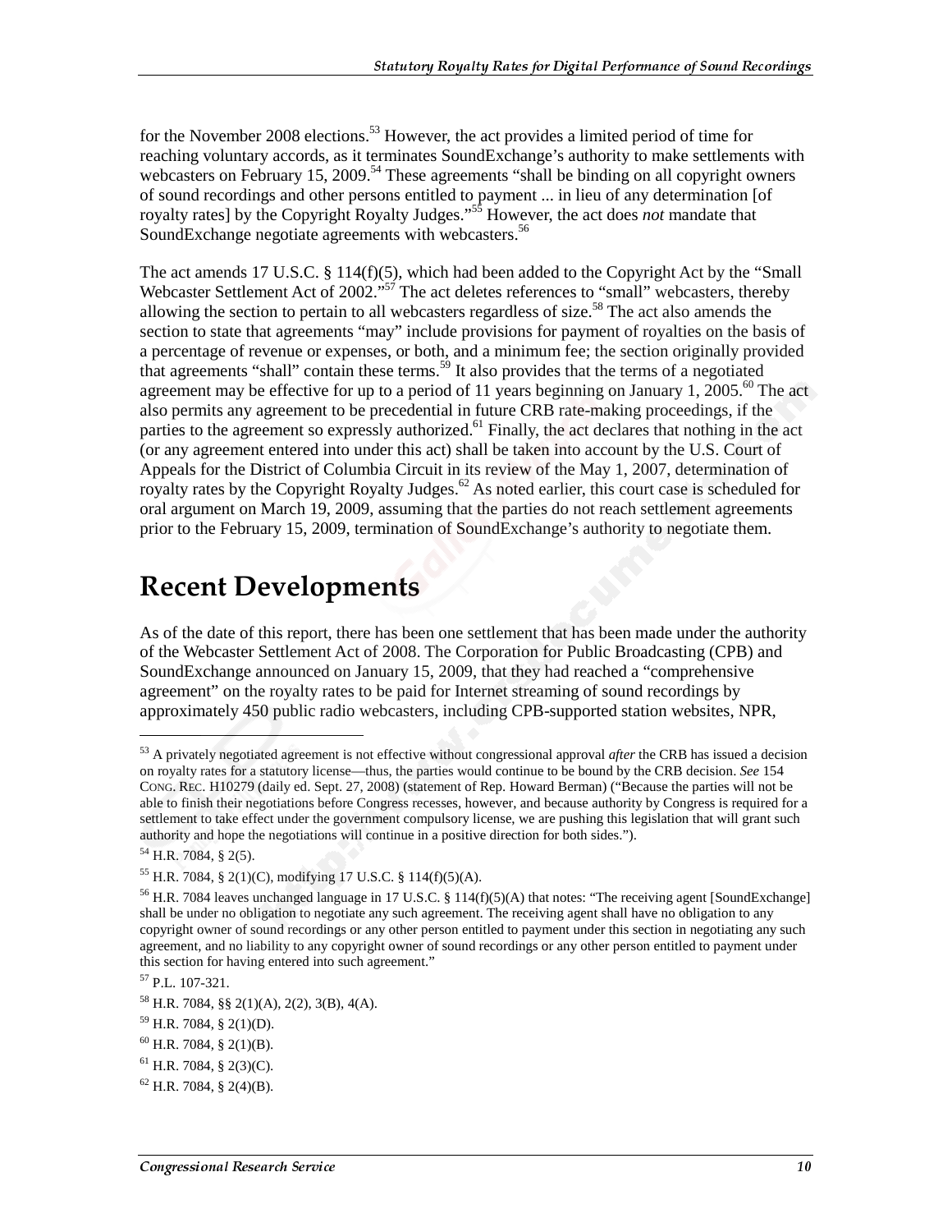for the November 2008 elections.[53] However, the act provides a limited period of time for reaching voluntary accords, as it terminates SoundExchange's authority to make settlements with webcasters on February 15, 2009.[54] These agreements "shall be binding on all copyright owners of sound recordings and other persons entitled to payment ... in lieu of any determination [of royalty rates] by the Copyright Royalty Judges."[55] However, the act does *not* mandate that SoundExchange negotiate agreements with webcasters.[56]

The act amends 17 U.S.C. § 114(f)(5), which had been added to the Copyright Act by the "Small Webcaster Settlement Act of 2002."[57] The act deletes references to "small" webcasters, thereby allowing the section to pertain to all webcasters regardless of size.[58] The act also amends the section to state that agreements "may" include provisions for payment of royalties on the basis of a percentage of revenue or expenses, or both, and a minimum fee; the section originally provided that agreements "shall" contain these terms.[59] It also provides that the terms of a negotiated agreement may be effective for up to a period of 11 years beginning on January 1, 2005.[60] The act also permits any agreement to be precedential in future CRB rate-making proceedings, if the parties to the agreement so expressly authorized.[61] Finally, the act declares that nothing in the act (or any agreement entered into under this act) shall be taken into account by the U.S. Court of Appeals for the District of Columbia Circuit in its review of the May 1, 2007, determination of royalty rates by the Copyright Royalty Judges.[62] As noted earlier, this court case is scheduled for oral argument on March 19, 2009, assuming that the parties do not reach settlement agreements prior to the February 15, 2009, termination of SoundExchange's authority to negotiate them.

# Recent Developments

As of the date of this report, there has been one settlement that has been made under the authority of the Webcaster Settlement Act of 2008. The Corporation for Public Broadcasting (CPB) and SoundExchange announced on January 15, 2009, that they had reached a "comprehensive agreement" on the royalty rates to be paid for Internet streaming of sound recordings by approximately 450 public radio webcasters, including CPB-supported station websites, NPR,

---

[53] A privately negotiated agreement is not effective without congressional approval *after* the CRB has issued a decision on royalty rates for a statutory license—thus, the parties would continue to be bound by the CRB decision. *See* 154 CONG. REC. H10279 (daily ed. Sept. 27, 2008) (statement of Rep. Howard Berman) ("Because the parties will not be able to finish their negotiations before Congress recesses, however, and because authority by Congress is required for a settlement to take effect under the government compulsory license, we are pushing this legislation that will grant such authority and hope the negotiations will continue in a positive direction for both sides.").

[54] H.R. 7084, § 2(5).

[55] H.R. 7084, § 2(1)(C), modifying 17 U.S.C. § 114(f)(5)(A).

[56] H.R. 7084 leaves unchanged language in 17 U.S.C. § 114(f)(5)(A) that notes: "The receiving agent [SoundExchange] shall be under no obligation to negotiate any such agreement. The receiving agent shall have no obligation to any copyright owner of sound recordings or any other person entitled to payment under this section in negotiating any such agreement, and no liability to any copyright owner of sound recordings or any other person entitled to payment under this section for having entered into such agreement."

[57] P.L. 107-321.

[58] H.R. 7084, §§ 2(1)(A), 2(2), 3(B), 4(A).

[59] H.R. 7084, § 2(1)(D).

[60] H.R. 7084, § 2(1)(B).

[61] H.R. 7084, § 2(3)(C).

[62] H.R. 7084, § 2(4)(B).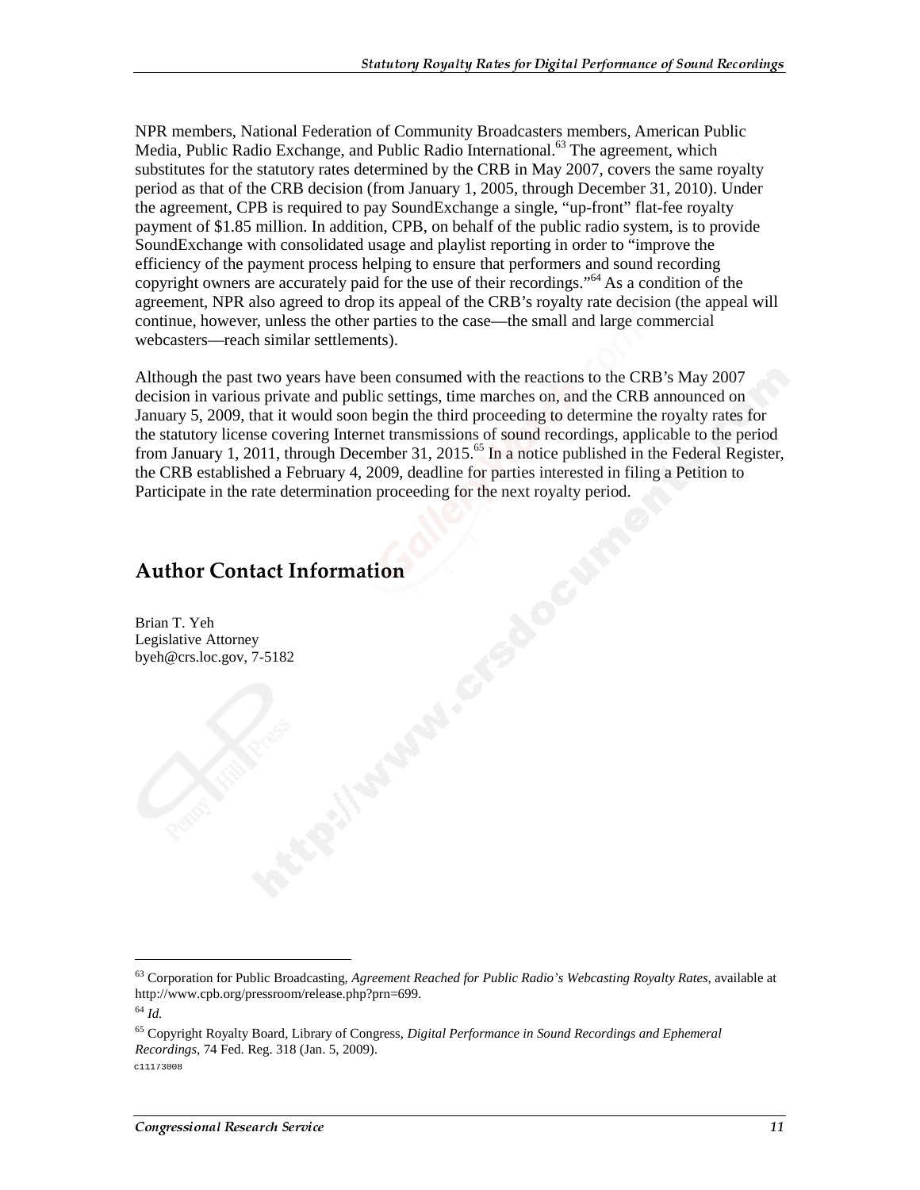NPR members, National Federation of Community Broadcasters members, American Public Media, Public Radio Exchange, and Public Radio International.[63] The agreement, which substitutes for the statutory rates determined by the CRB in May 2007, covers the same royalty period as that of the CRB decision (from January 1, 2005, through December 31, 2010). Under the agreement, CPB is required to pay SoundExchange a single, "up-front" flat-fee royalty payment of $1.85 million. In addition, CPB, on behalf of the public radio system, is to provide SoundExchange with consolidated usage and playlist reporting in order to "improve the efficiency of the payment process helping to ensure that performers and sound recording copyright owners are accurately paid for the use of their recordings."[64] As a condition of the agreement, NPR also agreed to drop its appeal of the CRB's royalty rate decision (the appeal will continue, however, unless the other parties to the case—the small and large commercial webcasters—reach similar settlements).

Although the past two years have been consumed with the reactions to the CRB's May 2007 decision in various private and public settings, time marches on, and the CRB announced on January 5, 2009, that it would soon begin the third proceeding to determine the royalty rates for the statutory license covering Internet transmissions of sound recordings, applicable to the period from January 1, 2011, through December 31, 2015.[65] In a notice published in the Federal Register, the CRB established a February 4, 2009, deadline for parties interested in filing a Petition to Participate in the rate determination proceeding for the next royalty period.

## Author Contact Information

Brian T. Yeh
Legislative Attorney
byeh@crs.loc.gov, 7-5182

---

[63] Corporation for Public Broadcasting, *Agreement Reached for Public Radio's Webcasting Royalty Rates*, available at http://www.cpb.org/pressroom/release.php?prn=699.

[64] *Id.*

[65] Copyright Royalty Board, Library of Congress, *Digital Performance in Sound Recordings and Ephemeral Recordings*, 74 Fed. Reg. 318 (Jan. 5, 2009).

c11173008